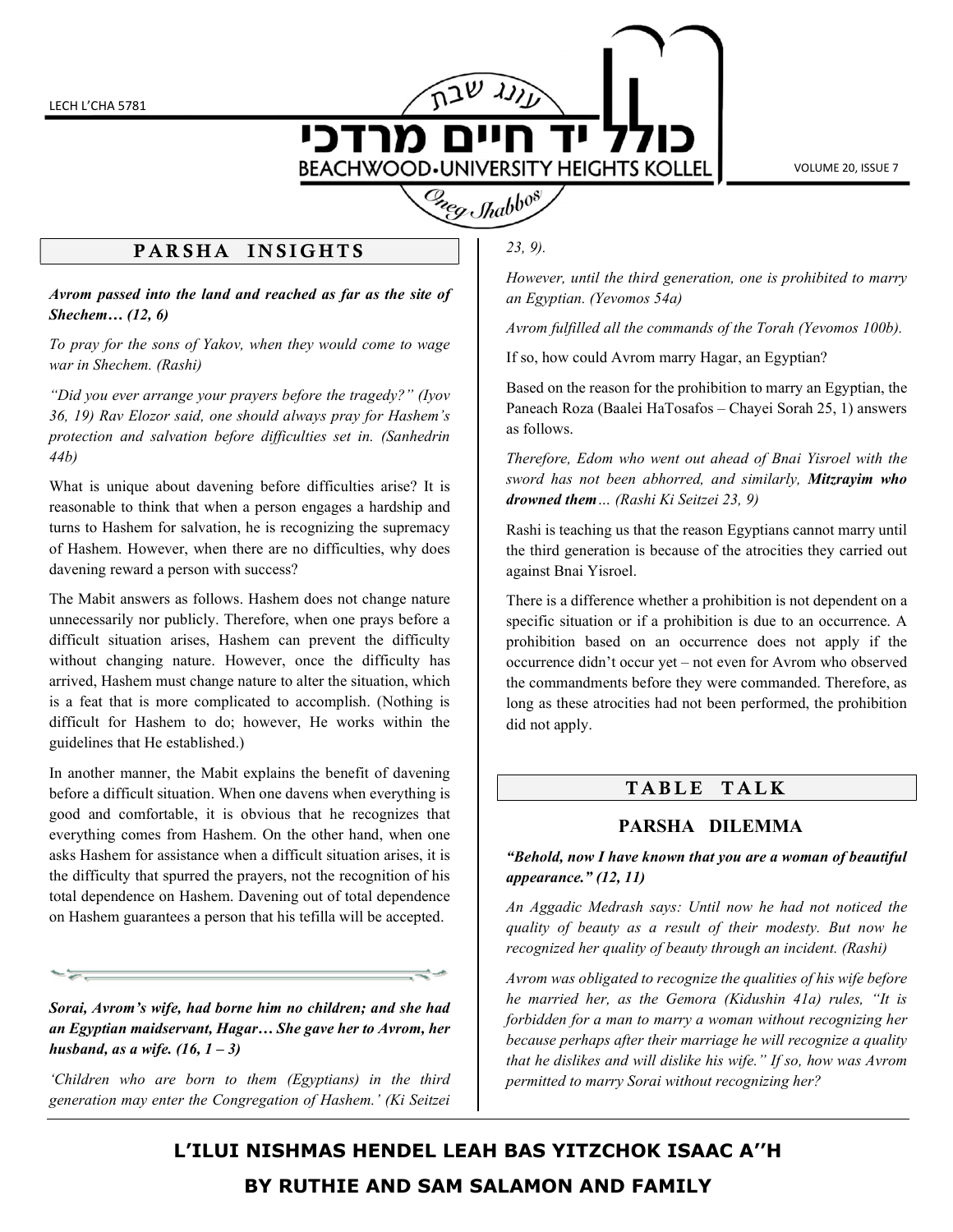# כולל יד חיים מרדכי

עונג שבת

BEACHWOOD•UNIVERSITY HEIGHTS KOLLEL

Oneg Shabbos

LECH L'CHA 5781

VOLUME 20, ISSUE 7

## PARSHA INSIGHTS

***Avrom passed into the land and reached as far as the site of Shechem… (12, 6)***

*To pray for the sons of Yakov, when they would come to wage war in Shechem. (Rashi)*

*"Did you ever arrange your prayers before the tragedy?" (Iyov 36, 19) Rav Elozor said, one should always pray for Hashem's protection and salvation before difficulties set in. (Sanhedrin 44b)*

What is unique about davening before difficulties arise? It is reasonable to think that when a person engages a hardship and turns to Hashem for salvation, he is recognizing the supremacy of Hashem. However, when there are no difficulties, why does davening reward a person with success?

The Mabit answers as follows. Hashem does not change nature unnecessarily nor publicly. Therefore, when one prays before a difficult situation arises, Hashem can prevent the difficulty without changing nature. However, once the difficulty has arrived, Hashem must change nature to alter the situation, which is a feat that is more complicated to accomplish. (Nothing is difficult for Hashem to do; however, He works within the guidelines that He established.)

In another manner, the Mabit explains the benefit of davening before a difficult situation. When one davens when everything is good and comfortable, it is obvious that he recognizes that everything comes from Hashem. On the other hand, when one asks Hashem for assistance when a difficult situation arises, it is the difficulty that spurred the prayers, not the recognition of his total dependence on Hashem. Davening out of total dependence on Hashem guarantees a person that his tefilla will be accepted.

***Sorai, Avrom's wife, had borne him no children; and she had an Egyptian maidservant, Hagar… She gave her to Avrom, her husband, as a wife. (16, 1 – 3)***

*'Children who are born to them (Egyptians) in the third generation may enter the Congregation of Hashem.' (Ki Seitzei 23, 9).*

*However, until the third generation, one is prohibited to marry an Egyptian. (Yevomos 54a)*

*Avrom fulfilled all the commands of the Torah (Yevomos 100b).*

If so, how could Avrom marry Hagar, an Egyptian?

Based on the reason for the prohibition to marry an Egyptian, the Paneach Roza (Baalei HaTosafos – Chayei Sorah 25, 1) answers as follows.

*Therefore, Edom who went out ahead of Bnai Yisroel with the sword has not been abhorred, and similarly,* ***Mitzrayim who drowned them****… (Rashi Ki Seitzei 23, 9)*

Rashi is teaching us that the reason Egyptians cannot marry until the third generation is because of the atrocities they carried out against Bnai Yisroel.

There is a difference whether a prohibition is not dependent on a specific situation or if a prohibition is due to an occurrence. A prohibition based on an occurrence does not apply if the occurrence didn't occur yet – not even for Avrom who observed the commandments before they were commanded. Therefore, as long as these atrocities had not been performed, the prohibition did not apply.

## TABLE TALK

### PARSHA DILEMMA

***"Behold, now I have known that you are a woman of beautiful appearance." (12, 11)***

*An Aggadic Medrash says: Until now he had not noticed the quality of beauty as a result of their modesty. But now he recognized her quality of beauty through an incident. (Rashi)*

*Avrom was obligated to recognize the qualities of his wife before he married her, as the Gemora (Kidushin 41a) rules, "It is forbidden for a man to marry a woman without recognizing her because perhaps after their marriage he will recognize a quality that he dislikes and will dislike his wife." If so, how was Avrom permitted to marry Sorai without recognizing her?*

**L'ILUI NISHMAS HENDEL LEAH BAS YITZCHOK ISAAC A''H**

**BY RUTHIE AND SAM SALAMON AND FAMILY**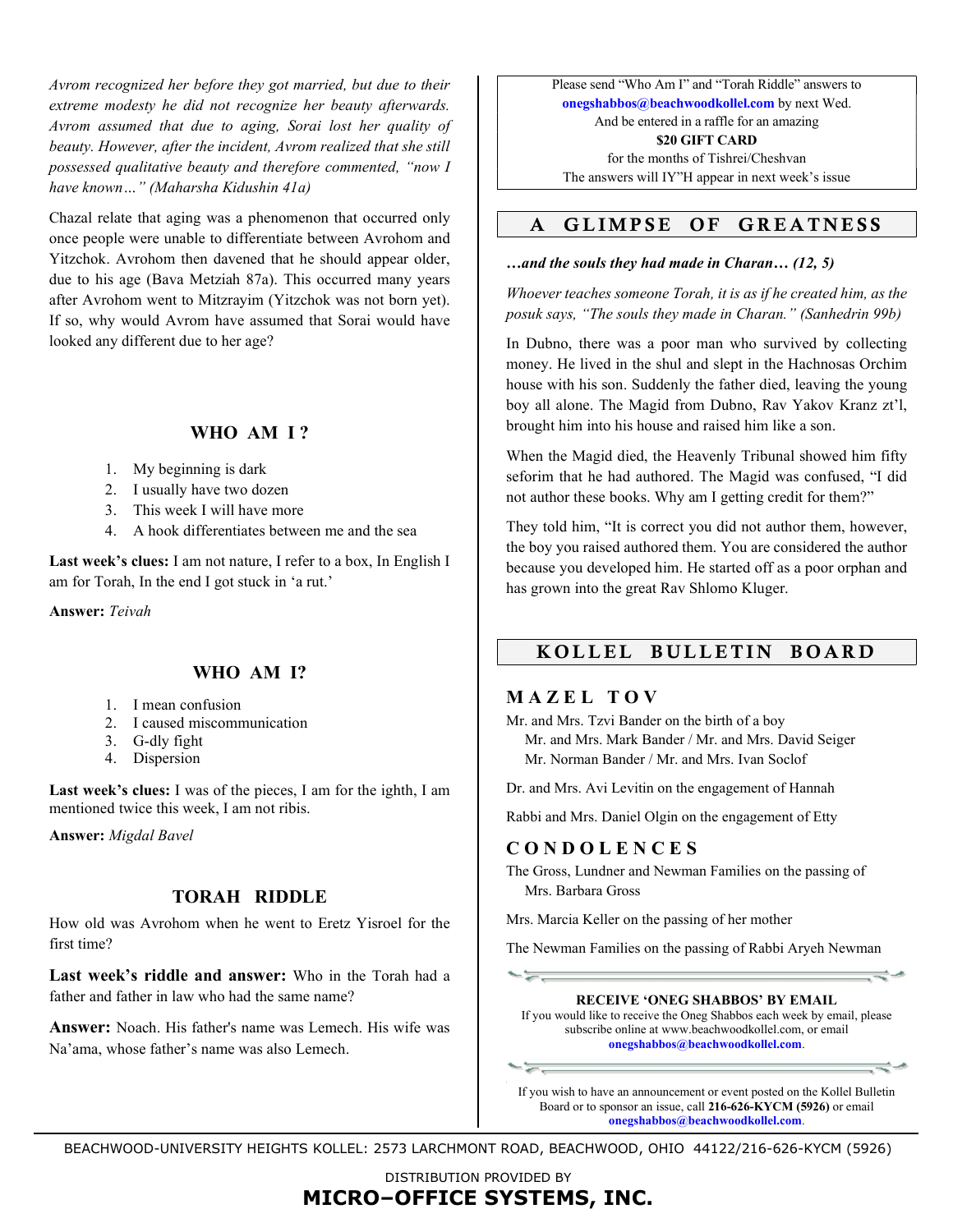*Avrom recognized her before they got married, but due to their extreme modesty he did not recognize her beauty afterwards. Avrom assumed that due to aging, Sorai lost her quality of beauty. However, after the incident, Avrom realized that she still possessed qualitative beauty and therefore commented, "now I have known…" (Maharsha Kidushin 41a)*

Chazal relate that aging was a phenomenon that occurred only once people were unable to differentiate between Avrohom and Yitzchok. Avrohom then davened that he should appear older, due to his age (Bava Metziah 87a). This occurred many years after Avrohom went to Mitzrayim (Yitzchok was not born yet). If so, why would Avrom have assumed that Sorai would have looked any different due to her age?

## WHO AM I ?

1. My beginning is dark
2. I usually have two dozen
3. This week I will have more
4. A hook differentiates between me and the sea

**Last week's clues:** I am not nature, I refer to a box, In English I am for Torah, In the end I got stuck in 'a rut.'

**Answer:** *Teivah*

## WHO AM I?

1. I mean confusion
2. I caused miscommunication
3. G-dly fight
4. Dispersion

**Last week's clues:** I was of the pieces, I am for the ighth, I am mentioned twice this week, I am not ribis.

**Answer:** *Migdal Bavel*

## TORAH RIDDLE

How old was Avrohom when he went to Eretz Yisroel for the first time?

**Last week's riddle and answer:** Who in the Torah had a father and father in law who had the same name?

**Answer:** Noach. His father's name was Lemech. His wife was Na'ama, whose father's name was also Lemech.

Please send "Who Am I" and "Torah Riddle" answers to **onegshabbos@beachwoodkollel.com** by next Wed.
And be entered in a raffle for an amazing
**$20 GIFT CARD**
for the months of Tishrei/Cheshvan
The answers will IY"H appear in next week's issue

## A GLIMPSE OF GREATNESS

***…and the souls they had made in Charan… (12, 5)***

*Whoever teaches someone Torah, it is as if he created him, as the posuk says, "The souls they made in Charan." (Sanhedrin 99b)*

In Dubno, there was a poor man who survived by collecting money. He lived in the shul and slept in the Hachnosas Orchim house with his son. Suddenly the father died, leaving the young boy all alone. The Magid from Dubno, Rav Yakov Kranz zt'l, brought him into his house and raised him like a son.

When the Magid died, the Heavenly Tribunal showed him fifty seforim that he had authored. The Magid was confused, "I did not author these books. Why am I getting credit for them?"

They told him, "It is correct you did not author them, however, the boy you raised authored them. You are considered the author because you developed him. He started off as a poor orphan and has grown into the great Rav Shlomo Kluger.

## KOLLEL BULLETIN BOARD

### MAZEL TOV

Mr. and Mrs. Tzvi Bander on the birth of a boy
Mr. and Mrs. Mark Bander / Mr. and Mrs. David Seiger
Mr. Norman Bander / Mr. and Mrs. Ivan Soclof

Dr. and Mrs. Avi Levitin on the engagement of Hannah

Rabbi and Mrs. Daniel Olgin on the engagement of Etty

### CONDOLENCES

The Gross, Lundner and Newman Families on the passing of Mrs. Barbara Gross

Mrs. Marcia Keller on the passing of her mother

The Newman Families on the passing of Rabbi Aryeh Newman

**RECEIVE 'ONEG SHABBOS' BY EMAIL**
If you would like to receive the Oneg Shabbos each week by email, please subscribe online at www.beachwoodkollel.com, or email **onegshabbos@beachwoodkollel.com**.

If you wish to have an announcement or event posted on the Kollel Bulletin Board or to sponsor an issue, call **216-626-KYCM (5926)** or email **onegshabbos@beachwoodkollel.com**.

BEACHWOOD-UNIVERSITY HEIGHTS KOLLEL: 2573 LARCHMONT ROAD, BEACHWOOD, OHIO 44122/216-626-KYCM (5926)

DISTRIBUTION PROVIDED BY
**MICRO–OFFICE SYSTEMS, INC.**